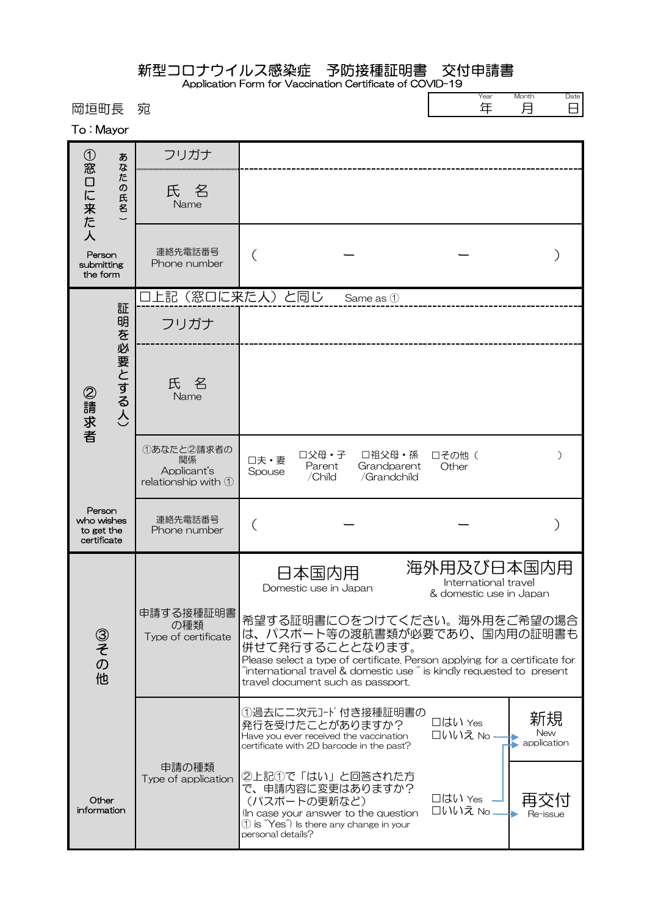# 新型コロナウイルス感染症　予防接種証明書　交付申請書

Application Form for Vaccination Certificate of COVID-19

岡垣町長　宛

To：Mayor

| Year 年 | Month 月 | Date 日 |
|---|---|---|
| | | |

| | | |
|---|---|---|
| ①窓口に来た人（あなたの氏名） Person submitting the form | フリガナ | |
| | 氏　名 Name | |
| | 連絡先電話番号 Phone number | （　　　－　　　－　　　） |
| ②請求者（証明を必要とする人） Person who wishes to get the certificate | □上記（窓口に来た人）と同じ　Same as ① | |
| | フリガナ | |
| | 氏　名 Name | |
| | ①あなたと②請求者の関係 Applicant's relationship with ① | □夫・妻 Spouse　□父母・子 Parent /Child　□祖父母・孫 Grandparent /Grandchild　□その他（　　　） Other |
| | 連絡先電話番号 Phone number | （　　　－　　　－　　　） |
| ③その他 Other information | 申請する接種証明書の種類 Type of certificate | 日本国内用 Domestic use in Japan　／　海外用及び日本国内用 International travel & domestic use in Japan<br>希望する証明書に〇をつけてください。海外用をご希望の場合は、パスポート等の渡航書類が必要であり、国内用の証明書も併せて発行することとなります。<br>Please select a type of certificate. Person applying for a certificate for "international travel & domestic use" is kindly requested to present travel document such as passport. |
| | 申請の種類 Type of application | ①過去に二次元ｺｰﾄﾞ付き接種証明書の発行を受けたことがありますか？ Have you ever received the vaccination certificate with 2D barcode in the past?　□はい Yes　□いいえ No → 新規 New application |
| | | ②上記①で「はい」と回答された方で、申請内容に変更はありますか？（パスポートの更新など） (In case your answer to the question ① is "Yes") Is there any change in your personal details?　□はい Yes → 新規 New application　□いいえ No → 再交付 Re-issue |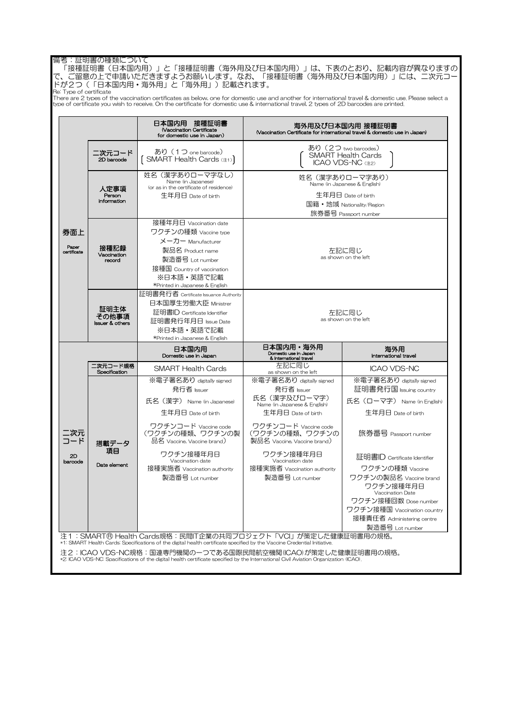備考：証明書の種類について

「接種証明書（日本国内用）」と「接種証明書（海外用及び日本国内用）」は、下表のとおり、記載内容が異なりますので、ご留意の上で申請いただきますようお願いします。なお、「接種証明書（海外用及び日本国内用）」には、二次元コードが2つ（「日本国内用・海外用」と「海外用」）記載されます。

Re: Type of certificate

There are 2 types of the vaccination certificates as below, one for domestic use and another for international travel & domestic use. Please select a type of certificate you wish to receive. On the certificate for domestic use & international travel, 2 types of 2D barcodes are printed.

| | | 日本国内用 接種証明書 (Vaccination Certificate for domestic use in Japan) | 海外用及び日本国内用 接種証明書 (Vaccination Certificate for international travel & domestic use in Japan) | |
|---|---|---|---|---|
| 券面上 Paper certificate | 二次元コード 2D barcode | あり（1つ one barcode）［SMART Health Cards（注1）］ | あり（2つ two barcodes）［SMART Health Cards ICAO VDS-NC（注2）］ | |
| | 人定事項 Person information | 姓名（漢字ありローマ字なし） Name (in Japanese) (or as in the certificate of residence)<br>生年月日 Date of birth | 姓名（漢字ありローマ字あり） Name (in Japanese & English)<br>生年月日 Date of birth<br>国籍・地域 Nationality/Region<br>旅券番号 Passport number | |
| | 接種記録 Vaccination record | 接種年月日 Vaccination date<br>ワクチンの種類 Vaccine type<br>メーカー Manufacturer<br>製品名 Product name<br>製造番号 Lot number<br>接種国 Country of vaccination<br>※日本語・英語で記載 *Printed in Japanese & English | 左記に同じ as shown on the left | |
| | 証明主体 その他事項 Issuer & others | 証明書発行者 Certificate Issuance Authority<br>日本国厚生労働大臣 Ministrer<br>証明書ID Certificate Identifier<br>証明書発行年月日 Issue Date<br>※日本語・英語で記載 *Printed in Japanese & English | 左記に同じ as shown on the left | |
| | | 日本国内用 Domestic use in Japan | 日本国内用・海外用 Domestic use in Japan & International travel | 海外用 International travel |
| 二次元コード 2D barcode | 二次元コード規格 Specification | SMART Health Cards | 左記に同じ as shown on the left | ICAO VDS-NC |
| | 搭載データ項目 Date element | ※電子署名あり digitally signed<br>発行者 Issuer<br>氏名（漢字） Name (in Japanese)<br>生年月日 Date of birth<br>ワクチンコード Vaccine code（ワクチンの種類、ワクチンの製品名 Vaccine, Vaccine brand）<br>ワクチン接種年月日 Vaccination date<br>接種実施者 Vaccination authority<br>製造番号 Lot number | ※電子署名あり digitally signed<br>発行者 Issuer<br>氏名（漢字及びローマ字） Name (in Japanese & English)<br>生年月日 Date of birth<br>ワクチンコード Vaccine code（ワクチンの種類、ワクチンの製品名 Vaccine, Vaccine brand）<br>ワクチン接種年月日 Vaccination date<br>接種実施者 Vaccination authority<br>製造番号 Lot number | ※電子署名あり digitally signed<br>証明書発行国 Issuing country<br>氏名（ローマ字） Name (in English)<br>生年月日 Date of birth<br>旅券番号 Passport number<br>証明書ID Certificate Identifier<br>ワクチンの種類 Vaccine<br>ワクチンの製品名 Vaccine brand<br>ワクチン接種年月日 Vaccination Date<br>ワクチン接種回数 Dose number<br>ワクチン接種国 Vaccination country<br>接種責任者 Administering centre<br>製造番号 Lot number |

注1：SMART® Health Cards規格：民間IT企業の共同プロジェクト「VCI」が策定した健康証明書用の規格。
*1: SMART Health Cards: Specifications of the digital health certificate specified by the Vaccine Credential Initiative.

注2：ICAO VDS-NC規格：国連専門機関の一つである国際民間航空機関(ICAO)が策定した健康証明書用の規格。
*2: ICAO VDS-NC: Spacifications of the digital health certificate specified by the International Civil Aviation Organization (ICAO).